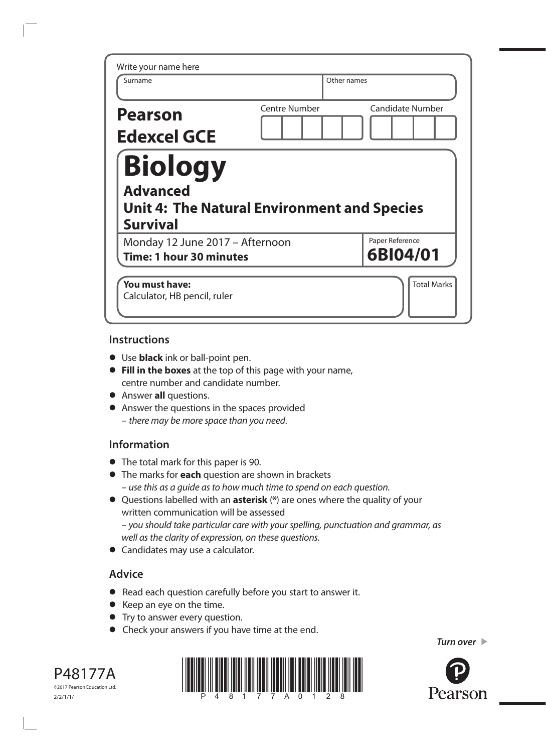Write your name here

| Surname | Other names |
|---|---|
| | |

**Pearson Edexcel GCE**

| Centre Number | Candidate Number |
|---|---|
| | |

# Biology

## Advanced

## Unit 4: The Natural Environment and Species Survival

Monday 12 June 2017 – Afternoon

**Time: 1 hour 30 minutes**

Paper Reference **6BI04/01**

**You must have:**
Calculator, HB pencil, ruler

Total Marks

### Instructions

- Use **black** ink or ball-point pen.
- **Fill in the boxes** at the top of this page with your name, centre number and candidate number.
- Answer **all** questions.
- Answer the questions in the spaces provided
  – *there may be more space than you need.*

### Information

- The total mark for this paper is 90.
- The marks for **each** question are shown in brackets
  – *use this as a guide as to how much time to spend on each question.*
- Questions labelled with an **asterisk** (*) are ones where the quality of your written communication will be assessed
  – *you should take particular care with your spelling, punctuation and grammar, as well as the clarity of expression, on these questions.*
- Candidates may use a calculator.

### Advice

- Read each question carefully before you start to answer it.
- Keep an eye on the time.
- Try to answer every question.
- Check your answers if you have time at the end.

*Turn over*

P48177A
©2017 Pearson Education Ltd.
2/2/1/1/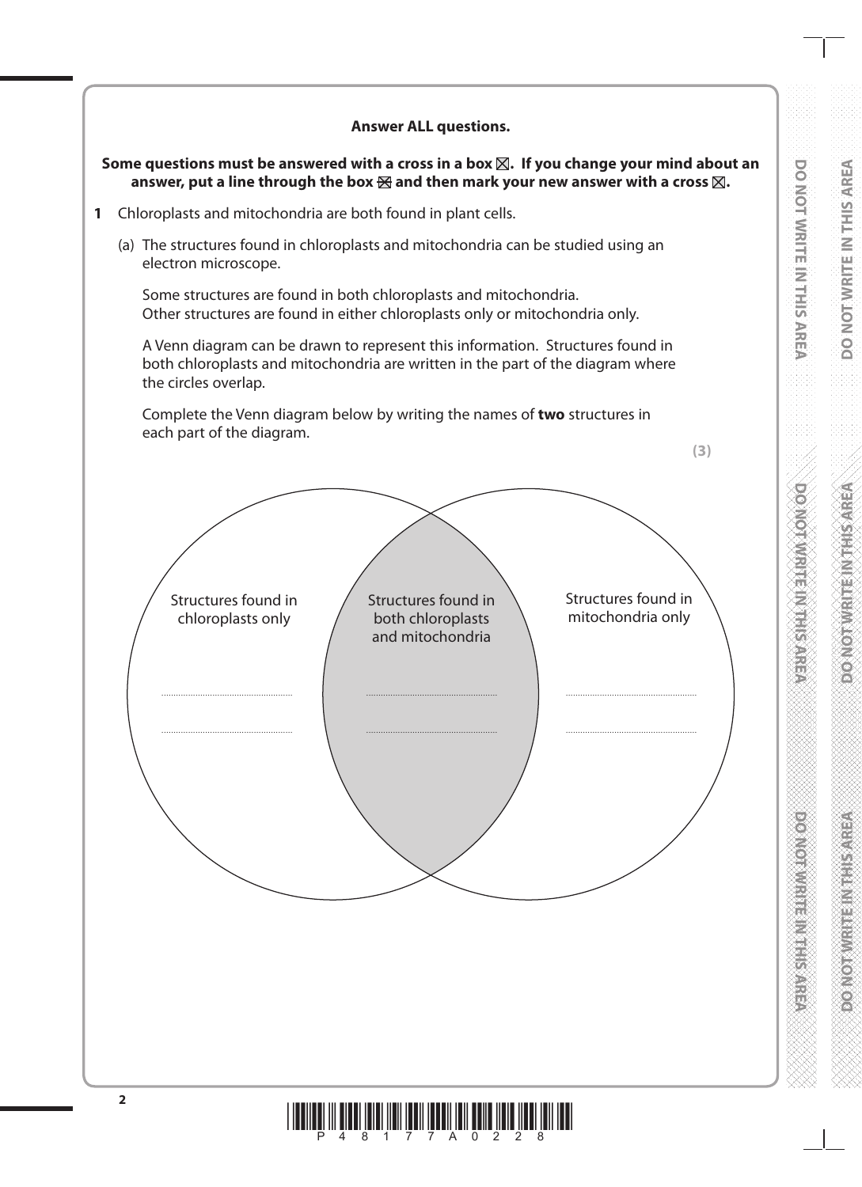**Answer ALL questions.**

**Some questions must be answered with a cross in a box ☒. If you change your mind about an answer, put a line through the box ☒ and then mark your new answer with a cross ☒.**

**1** Chloroplasts and mitochondria are both found in plant cells.

(a) The structures found in chloroplasts and mitochondria can be studied using an electron microscope.

Some structures are found in both chloroplasts and mitochondria. Other structures are found in either chloroplasts only or mitochondria only.

A Venn diagram can be drawn to represent this information. Structures found in both chloroplasts and mitochondria are written in the part of the diagram where the circles overlap.

Complete the Venn diagram below by writing the names of **two** structures in each part of the diagram.

**(3)**

| Structures found in chloroplasts only | Structures found in both chloroplasts and mitochondria | Structures found in mitochondria only |
| --- | --- | --- |
| .................................... | .................................... | .................................... |
| .................................... | .................................... | .................................... |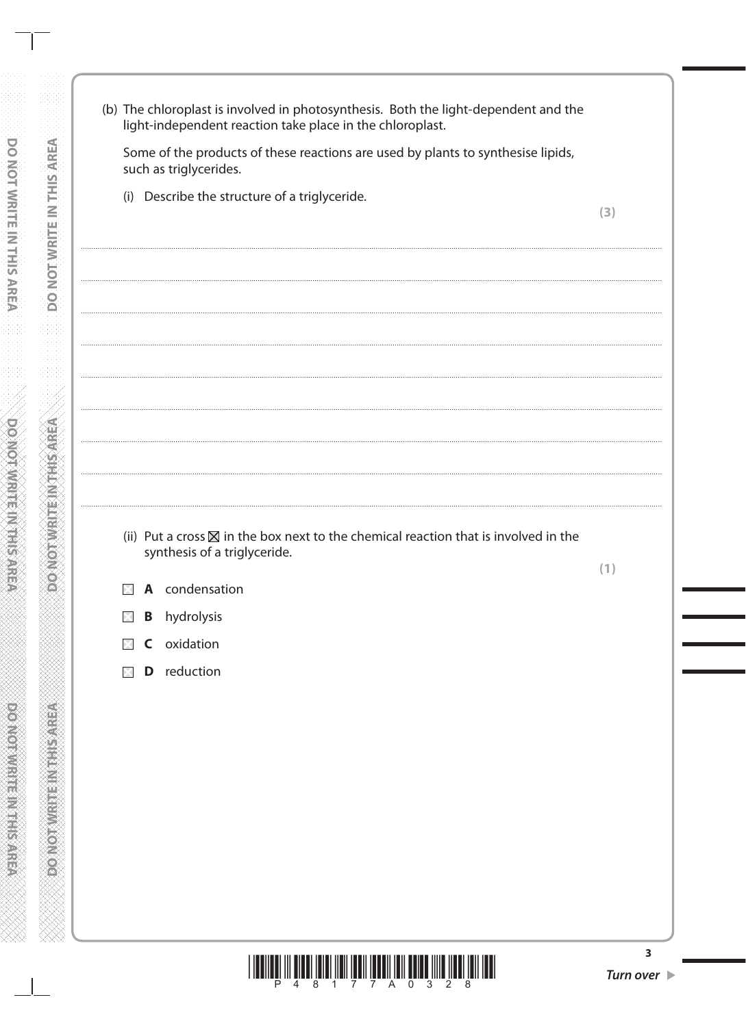(b) The chloroplast is involved in photosynthesis. Both the light-dependent and the light-independent reaction take place in the chloroplast.

Some of the products of these reactions are used by plants to synthesise lipids, such as triglycerides.

(i) Describe the structure of a triglyceride.

**(3)**

.......................................................................................................................................................................................................

.......................................................................................................................................................................................................

.......................................................................................................................................................................................................

.......................................................................................................................................................................................................

.......................................................................................................................................................................................................

.......................................................................................................................................................................................................

.......................................................................................................................................................................................................

.......................................................................................................................................................................................................

.......................................................................................................................................................................................................

(ii) Put a cross ☒ in the box next to the chemical reaction that is involved in the synthesis of a triglyceride.

**(1)**

☒ **A** condensation

☒ **B** hydrolysis

☒ **C** oxidation

☒ **D** reduction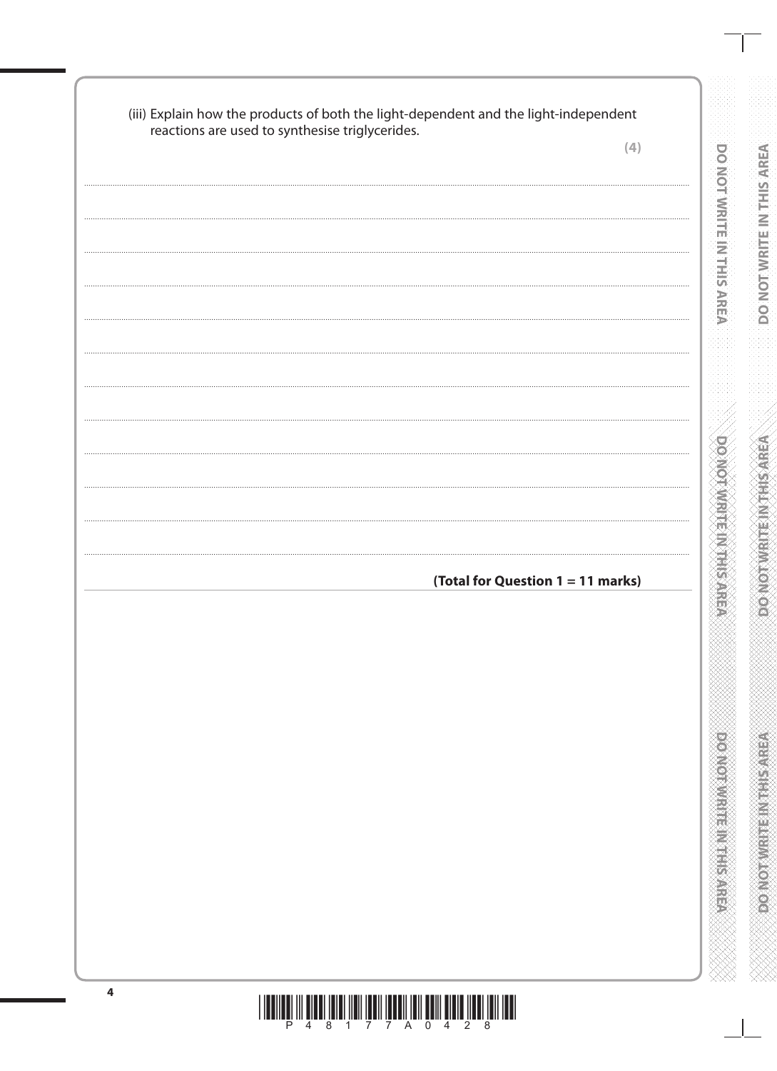(iii) Explain how the products of both the light-dependent and the light-independent reactions are used to synthesise triglycerides.

**(4)**

..........................................................................................................................................

..........................................................................................................................................

..........................................................................................................................................

..........................................................................................................................................

..........................................................................................................................................

..........................................................................................................................................

..........................................................................................................................................

..........................................................................................................................................

..........................................................................................................................................

..........................................................................................................................................

**(Total for Question 1 = 11 marks)**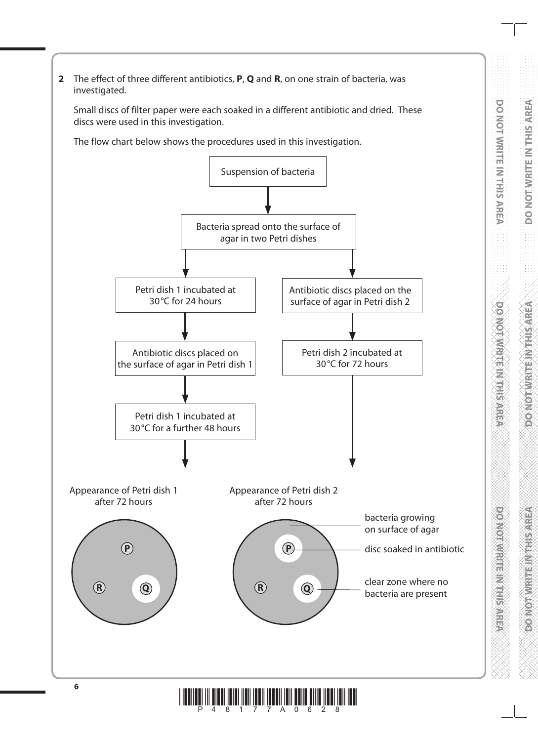**2** The effect of three different antibiotics, **P**, **Q** and **R**, on one strain of bacteria, was investigated.

Small discs of filter paper were each soaked in a different antibiotic and dried. These discs were used in this investigation.

The flow chart below shows the procedures used in this investigation.

Suspension of bacteria

↓

Bacteria spread onto the surface of agar in two Petri dishes

↓ (left branch)

Petri dish 1 incubated at 30 °C for 24 hours

↓

Antibiotic discs placed on the surface of agar in Petri dish 1

↓

Petri dish 1 incubated at 30 °C for a further 48 hours

↓

Appearance of Petri dish 1 after 72 hours

↓ (right branch)

Antibiotic discs placed on the surface of agar in Petri dish 2

↓

Petri dish 2 incubated at 30 °C for 72 hours

↓

Appearance of Petri dish 2 after 72 hours

Labels: bacteria growing on surface of agar; disc soaked in antibiotic; clear zone where no bacteria are present

P, Q, R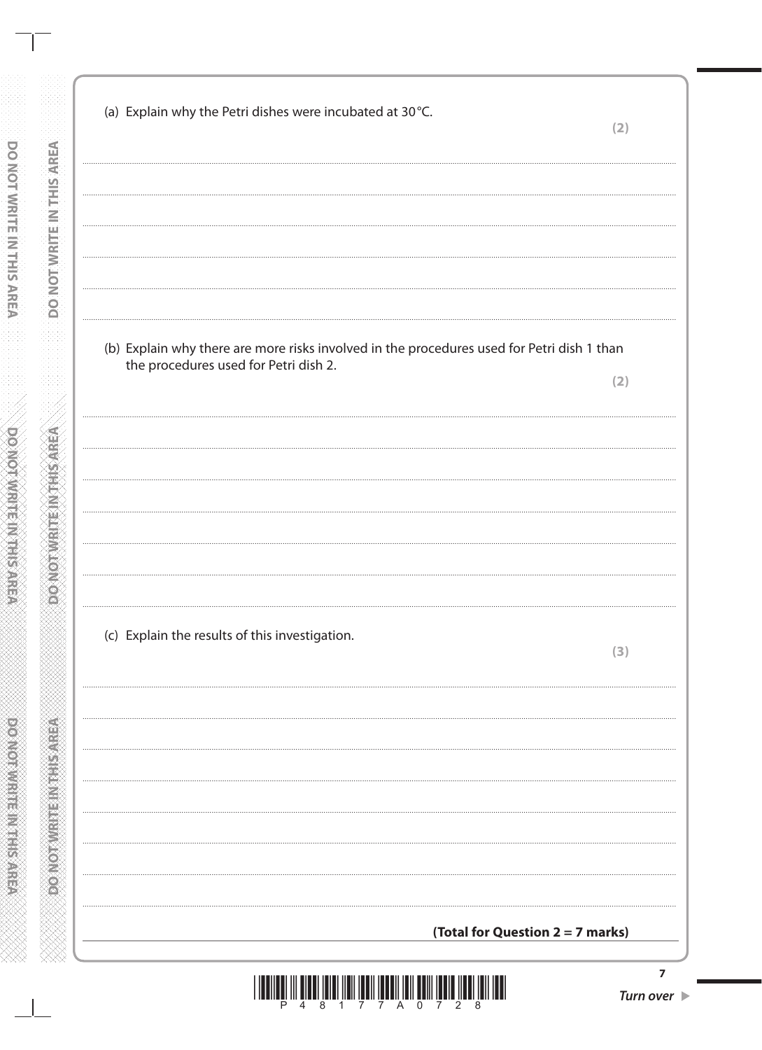(a) Explain why the Petri dishes were incubated at 30 °C.

**(2)**

.......................................................................................................................................................

.......................................................................................................................................................

.......................................................................................................................................................

.......................................................................................................................................................

.......................................................................................................................................................

(b) Explain why there are more risks involved in the procedures used for Petri dish 1 than the procedures used for Petri dish 2.

**(2)**

.......................................................................................................................................................

.......................................................................................................................................................

.......................................................................................................................................................

.......................................................................................................................................................

.......................................................................................................................................................

.......................................................................................................................................................

(c) Explain the results of this investigation.

**(3)**

.......................................................................................................................................................

.......................................................................................................................................................

.......................................................................................................................................................

.......................................................................................................................................................

.......................................................................................................................................................

.......................................................................................................................................................

.......................................................................................................................................................

**(Total for Question 2 = 7 marks)**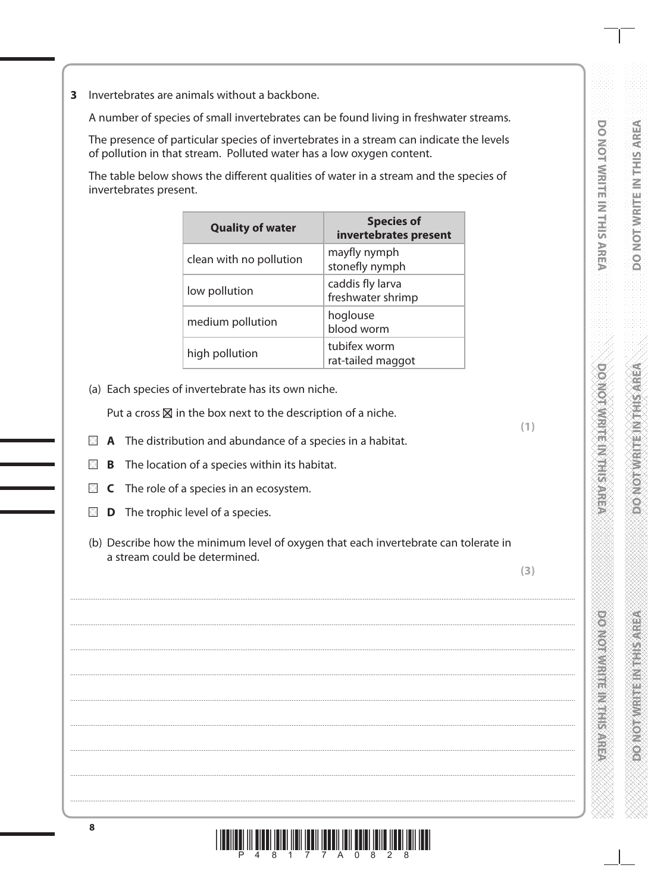**3** Invertebrates are animals without a backbone.

A number of species of small invertebrates can be found living in freshwater streams.

The presence of particular species of invertebrates in a stream can indicate the levels of pollution in that stream. Polluted water has a low oxygen content.

The table below shows the different qualities of water in a stream and the species of invertebrates present.

| Quality of water | Species of invertebrates present |
|---|---|
| clean with no pollution | mayfly nymph<br>stonefly nymph |
| low pollution | caddis fly larva<br>freshwater shrimp |
| medium pollution | hoglouse<br>blood worm |
| high pollution | tubifex worm<br>rat-tailed maggot |

(a) Each species of invertebrate has its own niche.

Put a cross ☒ in the box next to the description of a niche.

**(1)**

☐ **A** The distribution and abundance of a species in a habitat.

☐ **B** The location of a species within its habitat.

☐ **C** The role of a species in an ecosystem.

☐ **D** The trophic level of a species.

(b) Describe how the minimum level of oxygen that each invertebrate can tolerate in a stream could be determined.

**(3)**

.......................................................................................................................................................

.......................................................................................................................................................

.......................................................................................................................................................

.......................................................................................................................................................

.......................................................................................................................................................

.......................................................................................................................................................

.......................................................................................................................................................

.......................................................................................................................................................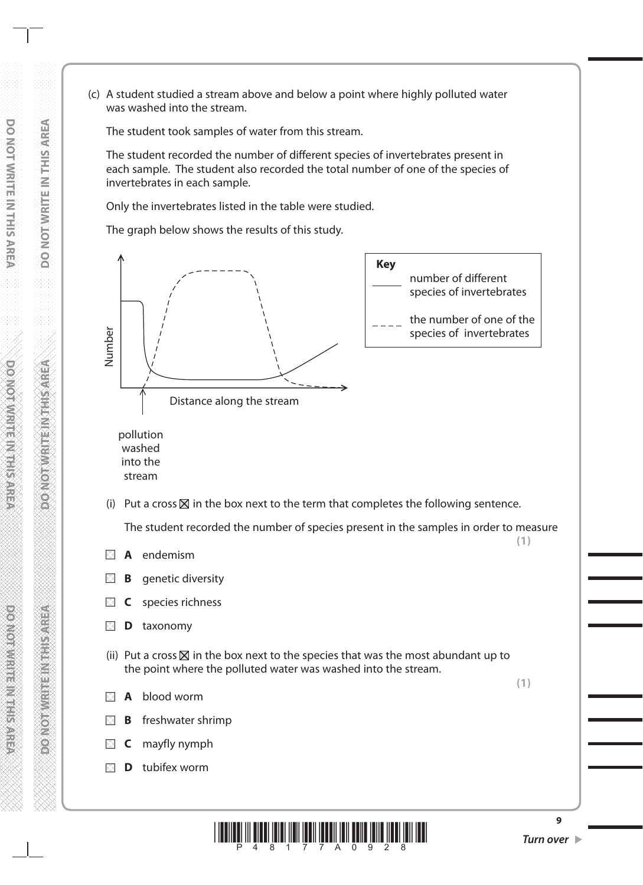(c) A student studied a stream above and below a point where highly polluted water was washed into the stream.

The student took samples of water from this stream.

The student recorded the number of different species of invertebrates present in each sample. The student also recorded the total number of one of the species of invertebrates in each sample.

Only the invertebrates listed in the table were studied.

The graph below shows the results of this study.

Key
- ——— number of different species of invertebrates
- – – – the number of one of the species of invertebrates

Number

Distance along the stream

pollution washed into the stream

(i) Put a cross ☒ in the box next to the term that completes the following sentence.

The student recorded the number of species present in the samples in order to measure **(1)**

☐ **A** endemism

☐ **B** genetic diversity

☐ **C** species richness

☐ **D** taxonomy

(ii) Put a cross ☒ in the box next to the species that was the most abundant up to the point where the polluted water was washed into the stream. **(1)**

☐ **A** blood worm

☐ **B** freshwater shrimp

☐ **C** mayfly nymph

☐ **D** tubifex worm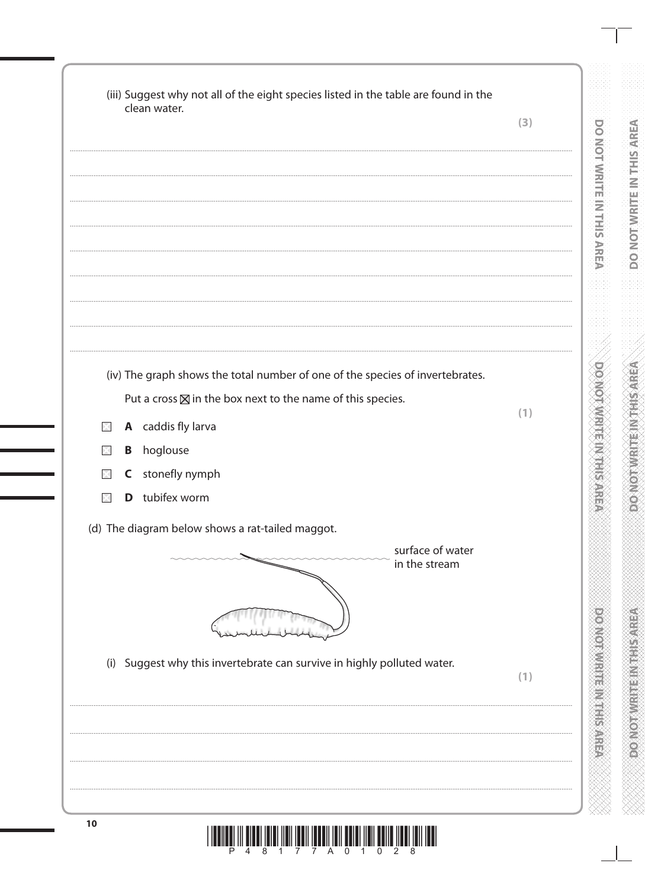(iii) Suggest why not all of the eight species listed in the table are found in the clean water.

**(3)**

(iv) The graph shows the total number of one of the species of invertebrates.

Put a cross ☒ in the box next to the name of this species.

**(1)**

☐ **A** caddis fly larva

☐ **B** hoglouse

☐ **C** stonefly nymph

☐ **D** tubifex worm

(d) The diagram below shows a rat-tailed maggot.

surface of water in the stream

(i) Suggest why this invertebrate can survive in highly polluted water.

**(1)**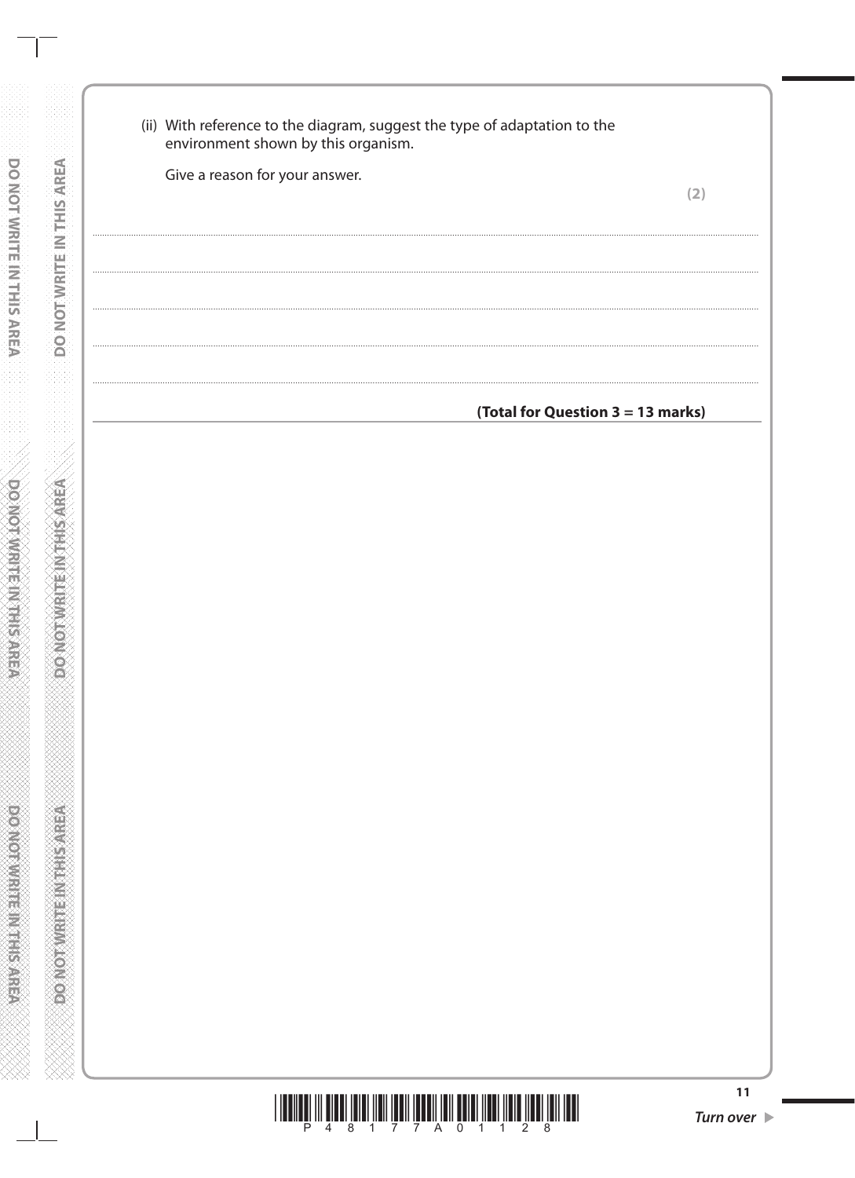(ii) With reference to the diagram, suggest the type of adaptation to the environment shown by this organism.

Give a reason for your answer.

**(2)**

..............................................................................................................................................

..............................................................................................................................................

..............................................................................................................................................

..............................................................................................................................................

**(Total for Question 3 = 13 marks)**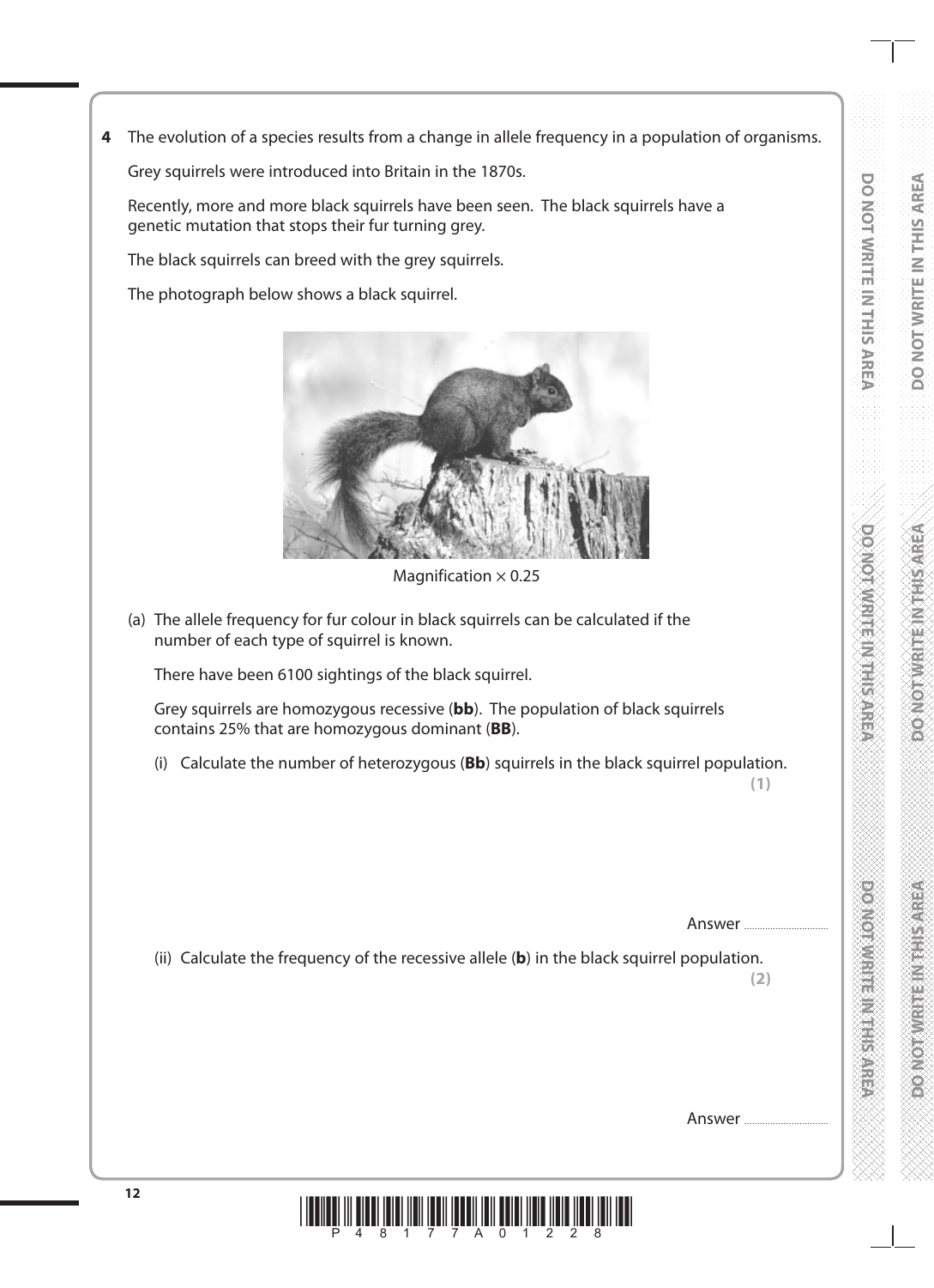**4** The evolution of a species results from a change in allele frequency in a population of organisms.

Grey squirrels were introduced into Britain in the 1870s.

Recently, more and more black squirrels have been seen. The black squirrels have a genetic mutation that stops their fur turning grey.

The black squirrels can breed with the grey squirrels.

The photograph below shows a black squirrel.

Magnification $\times$ 0.25

(a) The allele frequency for fur colour in black squirrels can be calculated if the number of each type of squirrel is known.

There have been 6100 sightings of the black squirrel.

Grey squirrels are homozygous recessive (**bb**). The population of black squirrels contains 25% that are homozygous dominant (**BB**).

(i) Calculate the number of heterozygous (**Bb**) squirrels in the black squirrel population.
**(1)**

Answer ..............................

(ii) Calculate the frequency of the recessive allele (**b**) in the black squirrel population.
**(2)**

Answer ..............................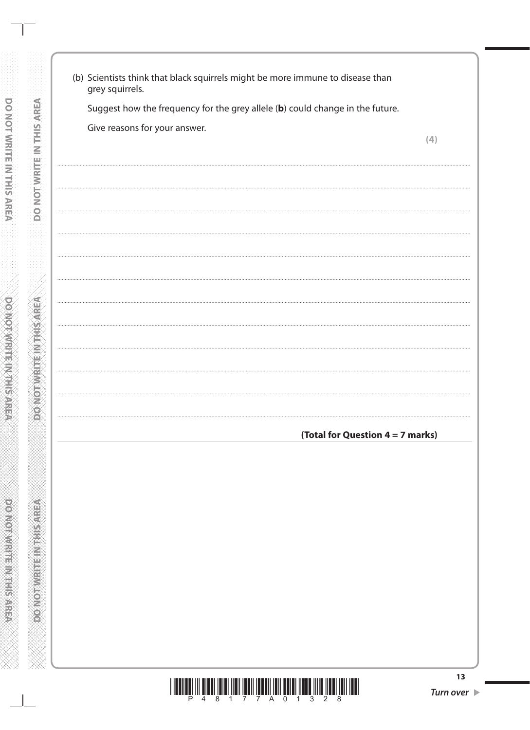(b) Scientists think that black squirrels might be more immune to disease than grey squirrels.

Suggest how the frequency for the grey allele (**b**) could change in the future.

Give reasons for your answer.

**(4)**

..............................................................................................................................................

..............................................................................................................................................

..............................................................................................................................................

..............................................................................................................................................

..............................................................................................................................................

..............................................................................................................................................

..............................................................................................................................................

..............................................................................................................................................

..............................................................................................................................................

..............................................................................................................................................

..............................................................................................................................................

..............................................................................................................................................

**(Total for Question 4 = 7 marks)**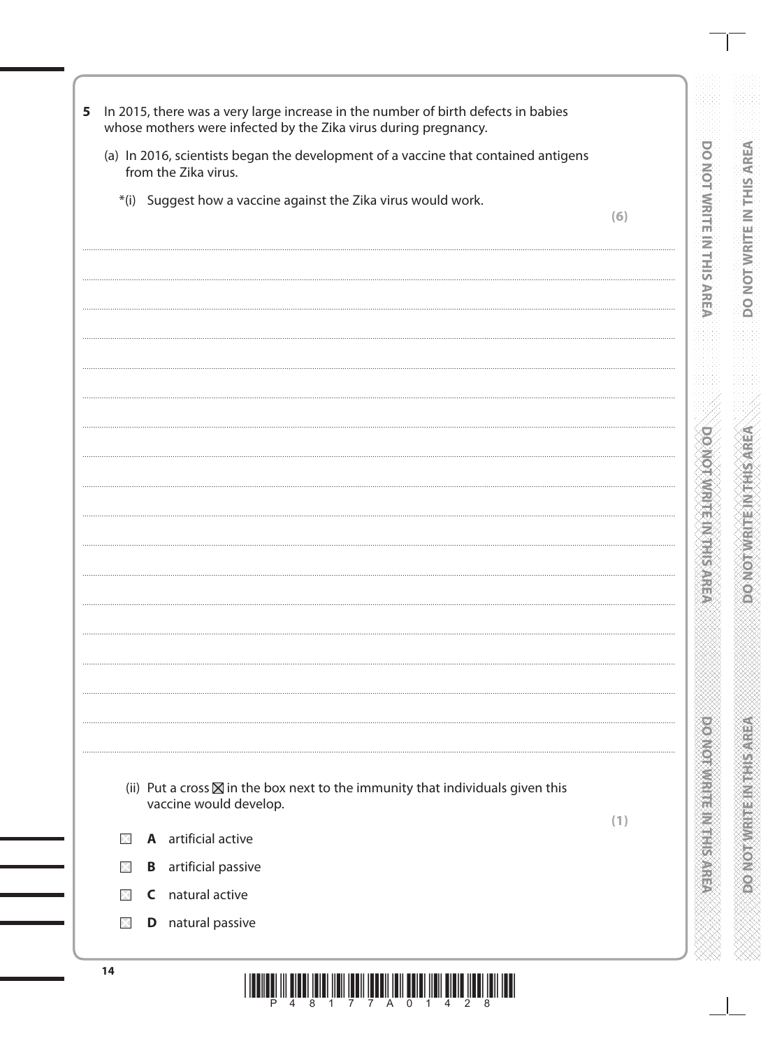**5** In 2015, there was a very large increase in the number of birth defects in babies whose mothers were infected by the Zika virus during pregnancy.

(a) In 2016, scientists began the development of a vaccine that contained antigens from the Zika virus.

*(i) Suggest how a vaccine against the Zika virus would work.

**(6)**

.................................................................................................................................................

.................................................................................................................................................

.................................................................................................................................................

.................................................................................................................................................

.................................................................................................................................................

.................................................................................................................................................

.................................................................................................................................................

.................................................................................................................................................

.................................................................................................................................................

.................................................................................................................................................

.................................................................................................................................................

.................................................................................................................................................

.................................................................................................................................................

.................................................................................................................................................

.................................................................................................................................................

.................................................................................................................................................

.................................................................................................................................................

.................................................................................................................................................

(ii) Put a cross ☒ in the box next to the immunity that individuals given this vaccine would develop.

**(1)**

☐ **A** artificial active

☐ **B** artificial passive

☐ **C** natural active

☐ **D** natural passive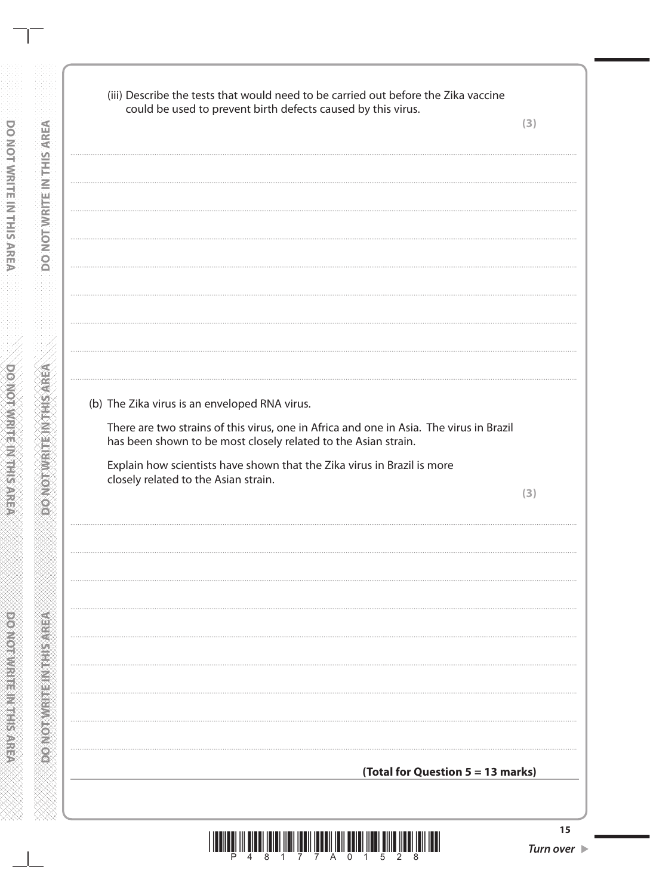(iii) Describe the tests that would need to be carried out before the Zika vaccine could be used to prevent birth defects caused by this virus.

**(3)**

(b) The Zika virus is an enveloped RNA virus.

There are two strains of this virus, one in Africa and one in Asia. The virus in Brazil has been shown to be most closely related to the Asian strain.

Explain how scientists have shown that the Zika virus in Brazil is more closely related to the Asian strain.

**(3)**

**(Total for Question 5 = 13 marks)**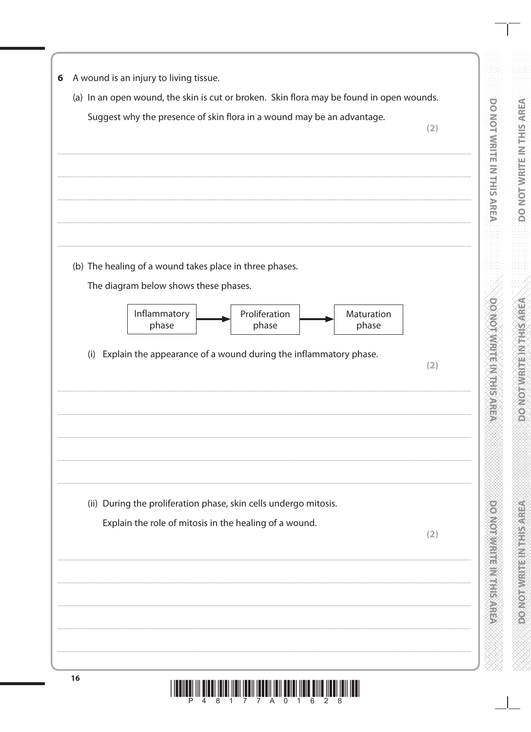**6** A wound is an injury to living tissue.

(a) In an open wound, the skin is cut or broken. Skin flora may be found in open wounds.

Suggest why the presence of skin flora in a wound may be an advantage.

**(2)**

.......................................................................................................................................................................................................

.......................................................................................................................................................................................................

.......................................................................................................................................................................................................

.......................................................................................................................................................................................................

(b) The healing of a wound takes place in three phases.

The diagram below shows these phases.

Inflammatory phase → Proliferation phase → Maturation phase

(i) Explain the appearance of a wound during the inflammatory phase.

**(2)**

.......................................................................................................................................................................................................

.......................................................................................................................................................................................................

.......................................................................................................................................................................................................

.......................................................................................................................................................................................................

(ii) During the proliferation phase, skin cells undergo mitosis.

Explain the role of mitosis in the healing of a wound.

**(2)**

.......................................................................................................................................................................................................

.......................................................................................................................................................................................................

.......................................................................................................................................................................................................

.......................................................................................................................................................................................................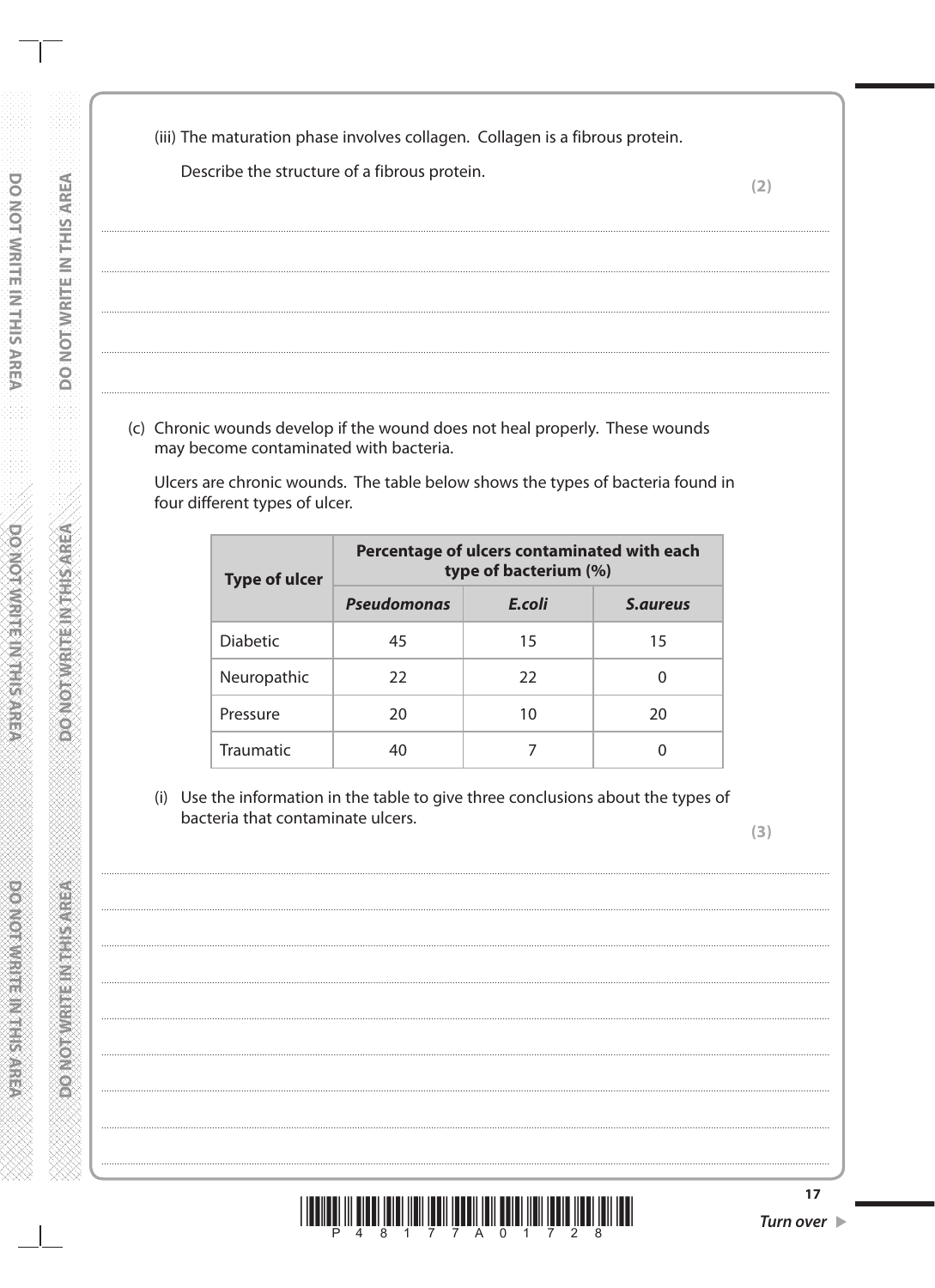(iii) The maturation phase involves collagen. Collagen is a fibrous protein.

Describe the structure of a fibrous protein.

**(2)**

(c) Chronic wounds develop if the wound does not heal properly. These wounds may become contaminated with bacteria.

Ulcers are chronic wounds. The table below shows the types of bacteria found in four different types of ulcer.

| Type of ulcer | Percentage of ulcers contaminated with each type of bacterium (%) | | |
|---|---|---|---|
| | ***Pseudomonas*** | ***E.coli*** | ***S.aureus*** |
| Diabetic | 45 | 15 | 15 |
| Neuropathic | 22 | 22 | 0 |
| Pressure | 20 | 10 | 20 |
| Traumatic | 40 | 7 | 0 |

(i) Use the information in the table to give three conclusions about the types of bacteria that contaminate ulcers.

**(3)**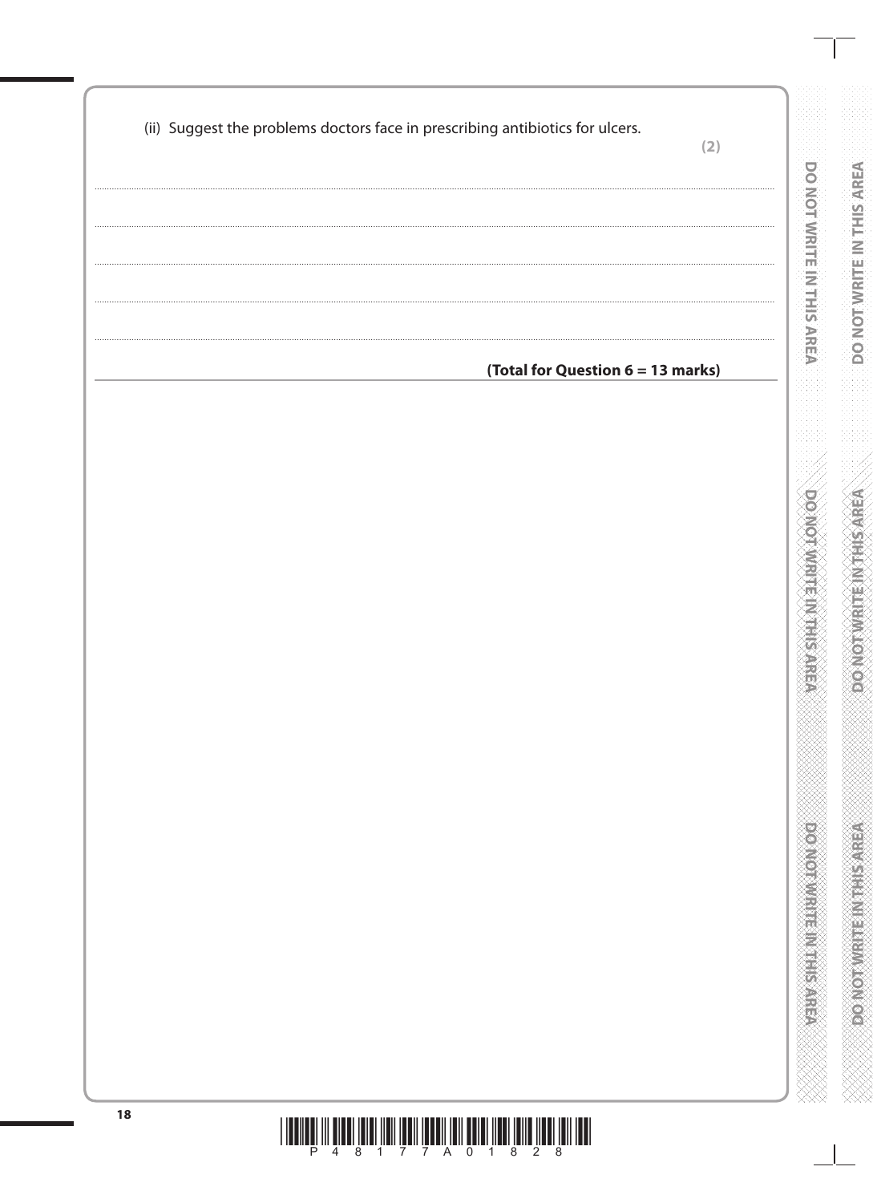(ii) Suggest the problems doctors face in prescribing antibiotics for ulcers.

**(2)**

.......................................................................................................................................................................

.......................................................................................................................................................................

.......................................................................................................................................................................

.......................................................................................................................................................................

**(Total for Question 6 = 13 marks)**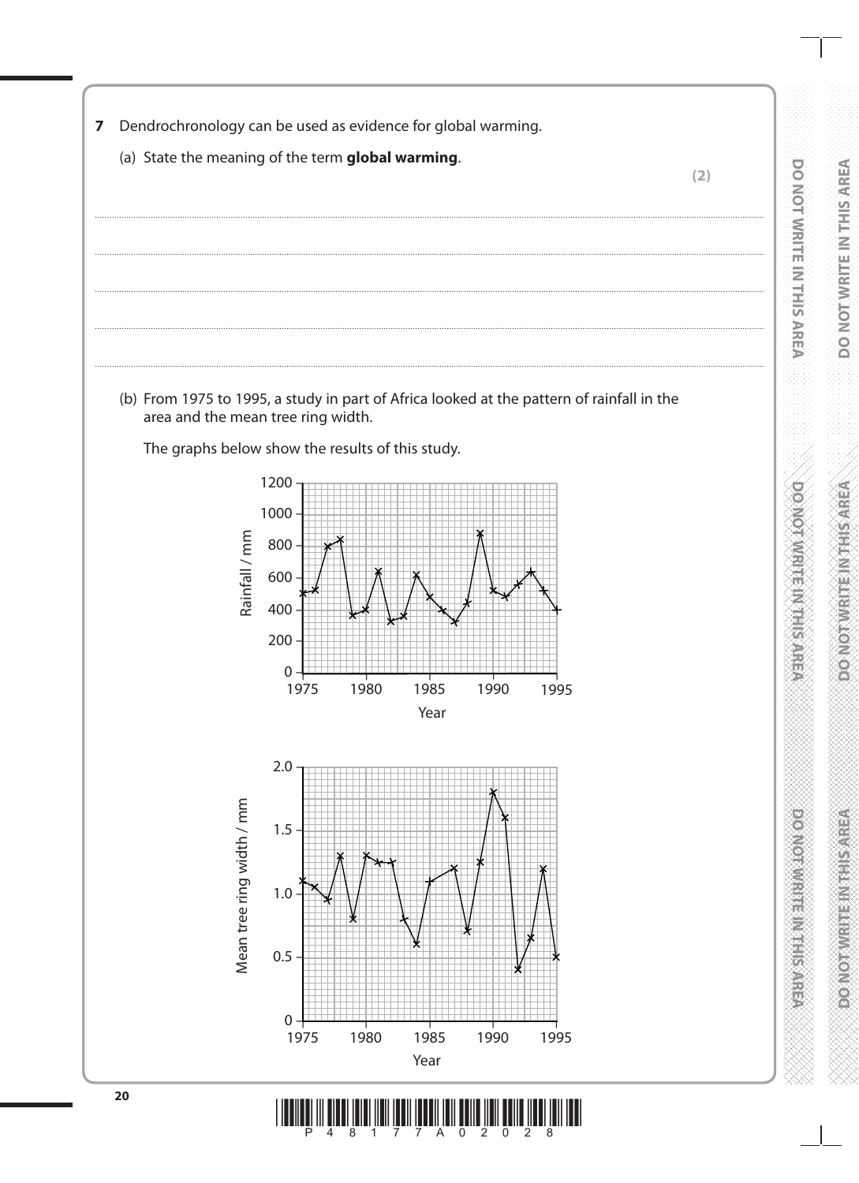**7** Dendrochronology can be used as evidence for global warming.

(a) State the meaning of the term **global warming**.

**(2)**

.......................................................................................................................................................................................................

.......................................................................................................................................................................................................

.......................................................................................................................................................................................................

.......................................................................................................................................................................................................

(b) From 1975 to 1995, a study in part of Africa looked at the pattern of rainfall in the area and the mean tree ring width.

The graphs below show the results of this study.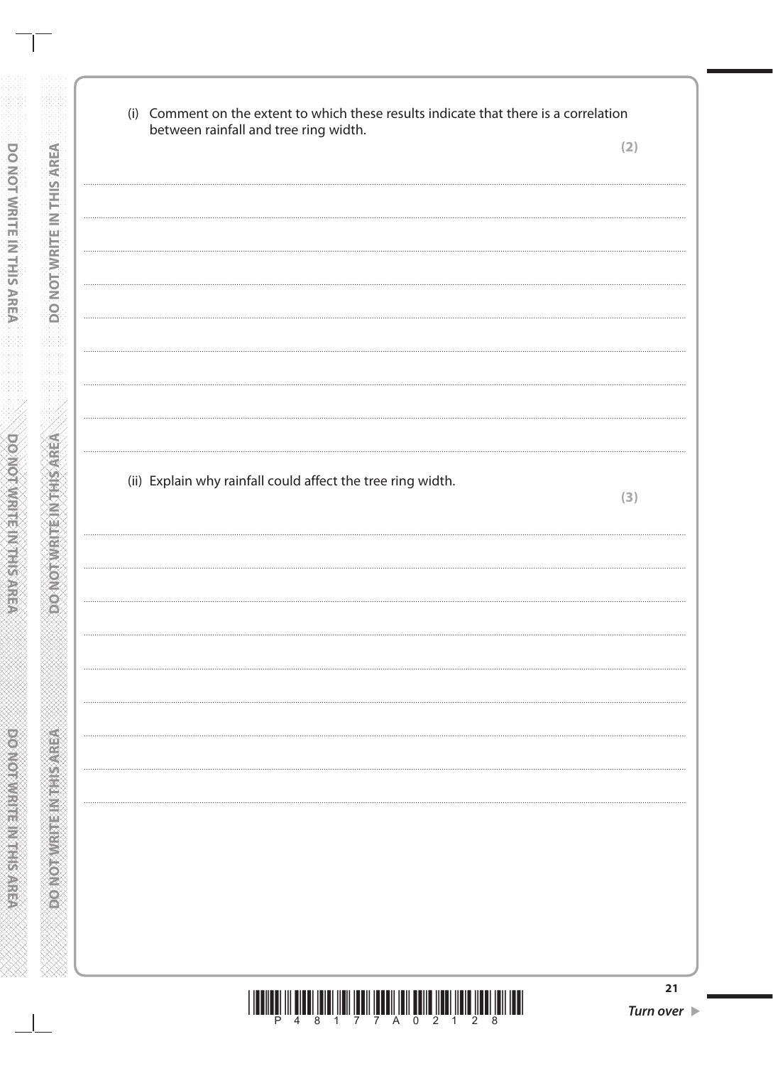(i) Comment on the extent to which these results indicate that there is a correlation between rainfall and tree ring width.

**(2)**

(ii) Explain why rainfall could affect the tree ring width.

**(3)**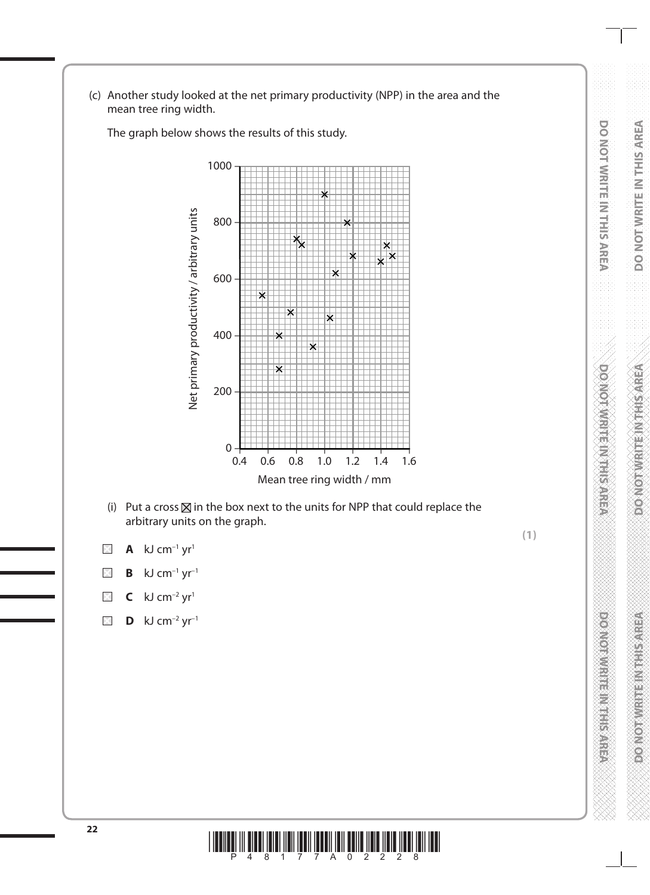(c) Another study looked at the net primary productivity (NPP) in the area and the mean tree ring width.

The graph below shows the results of this study.

(i) Put a cross ☒ in the box next to the units for NPP that could replace the arbitrary units on the graph.

**(1)**

☐ **A** kJ $cm^{-1}$ $yr^{1}$

☐ **B** kJ $cm^{-1}$ $yr^{-1}$

☐ **C** kJ $cm^{-2}$ $yr^{1}$

☐ **D** kJ $cm^{-2}$ $yr^{-1}$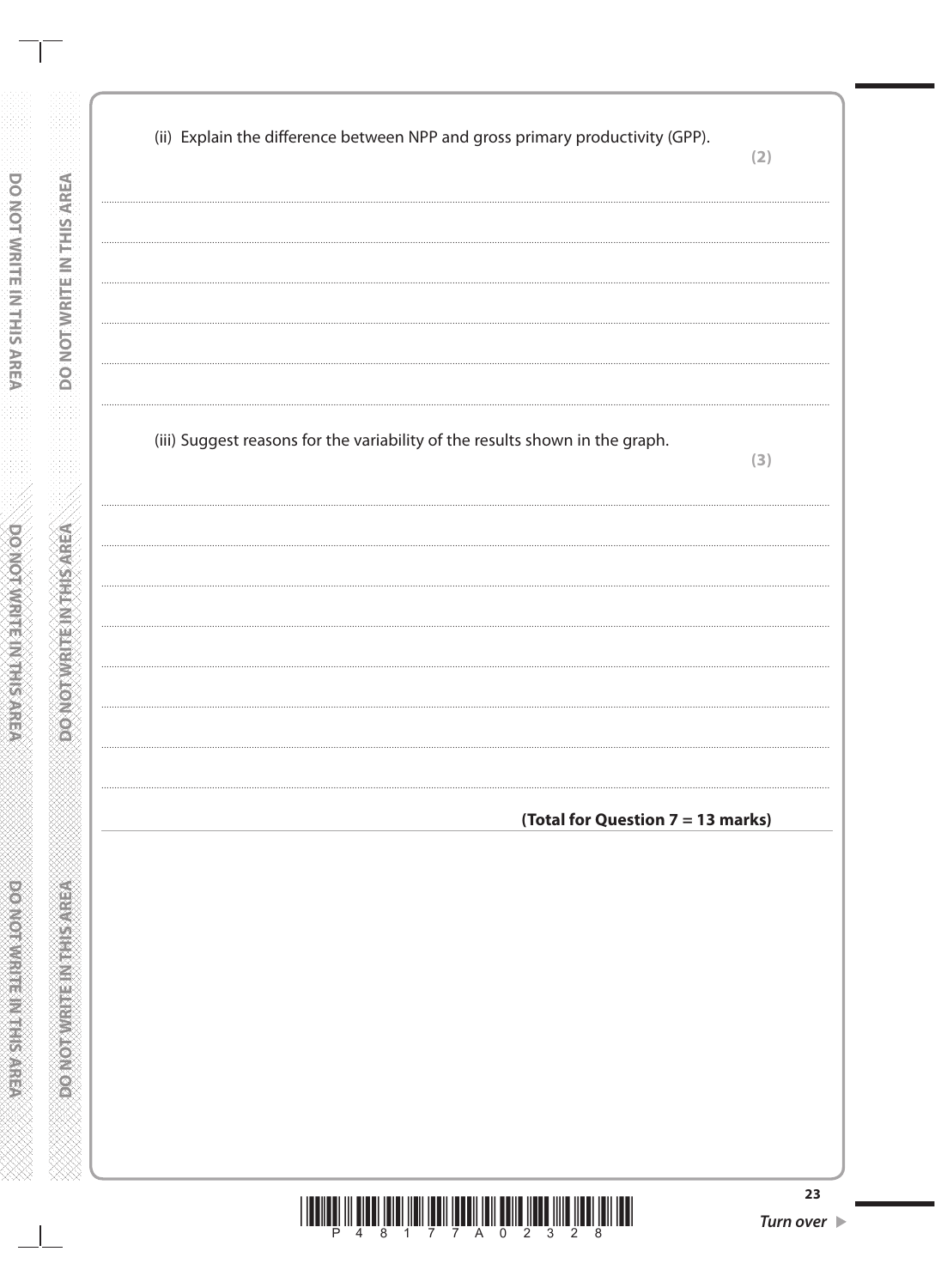(ii) Explain the difference between NPP and gross primary productivity (GPP).
**(2)**

(iii) Suggest reasons for the variability of the results shown in the graph.
**(3)**

**(Total for Question 7 = 13 marks)**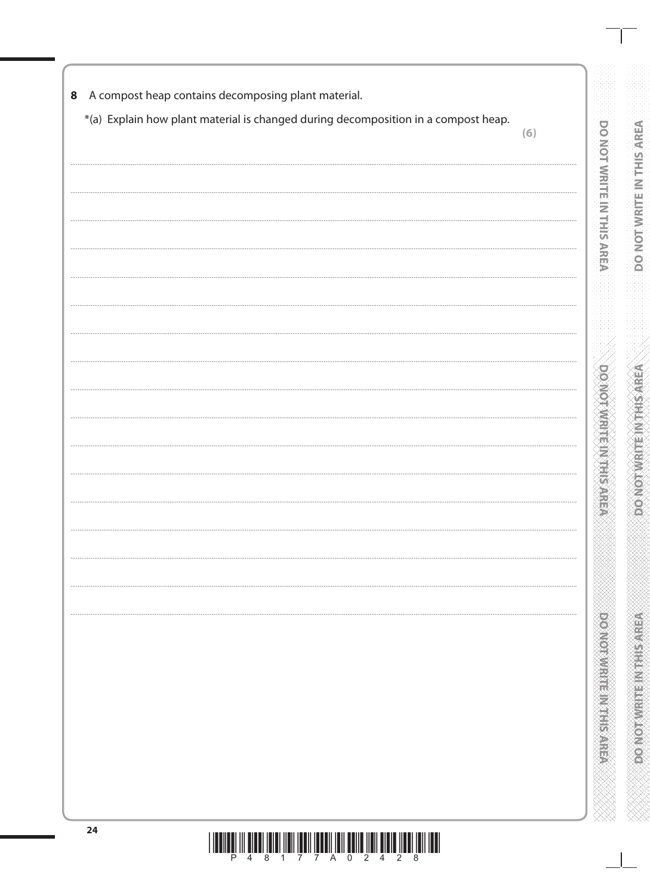**8** A compost heap contains decomposing plant material.

*(a) Explain how plant material is changed during decomposition in a compost heap. **(6)**

..............................................................................................................................................

..............................................................................................................................................

..............................................................................................................................................

..............................................................................................................................................

..............................................................................................................................................

..............................................................................................................................................

..............................................................................................................................................

..............................................................................................................................................

..............................................................................................................................................

..............................................................................................................................................

..............................................................................................................................................

..............................................................................................................................................

..............................................................................................................................................

..............................................................................................................................................

..............................................................................................................................................

..............................................................................................................................................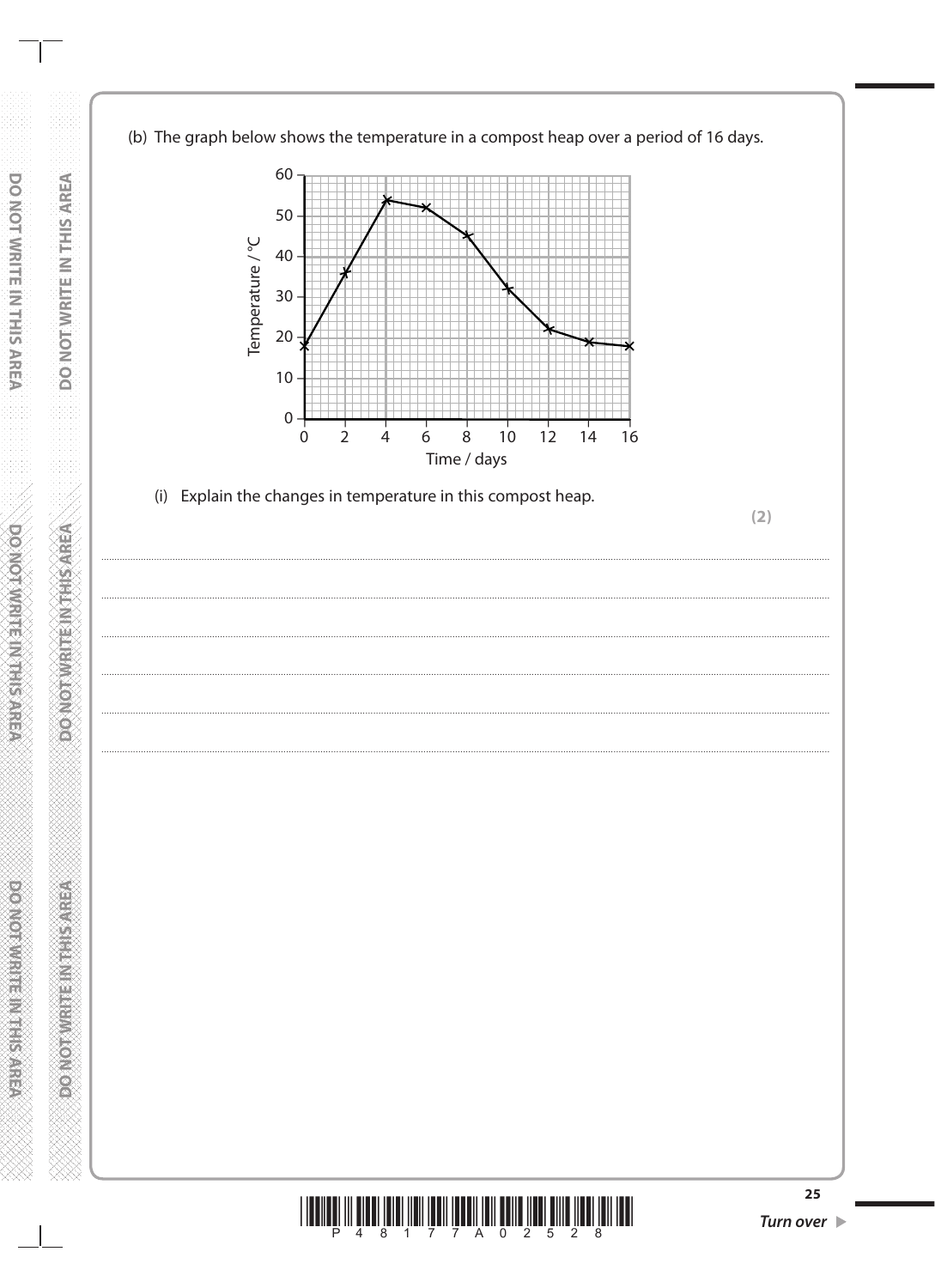(b) The graph below shows the temperature in a compost heap over a period of 16 days.

(i) Explain the changes in temperature in this compost heap.

**(2)**

..........................................................................................................................................................................................................

..........................................................................................................................................................................................................

..........................................................................................................................................................................................................

..........................................................................................................................................................................................................

..........................................................................................................................................................................................................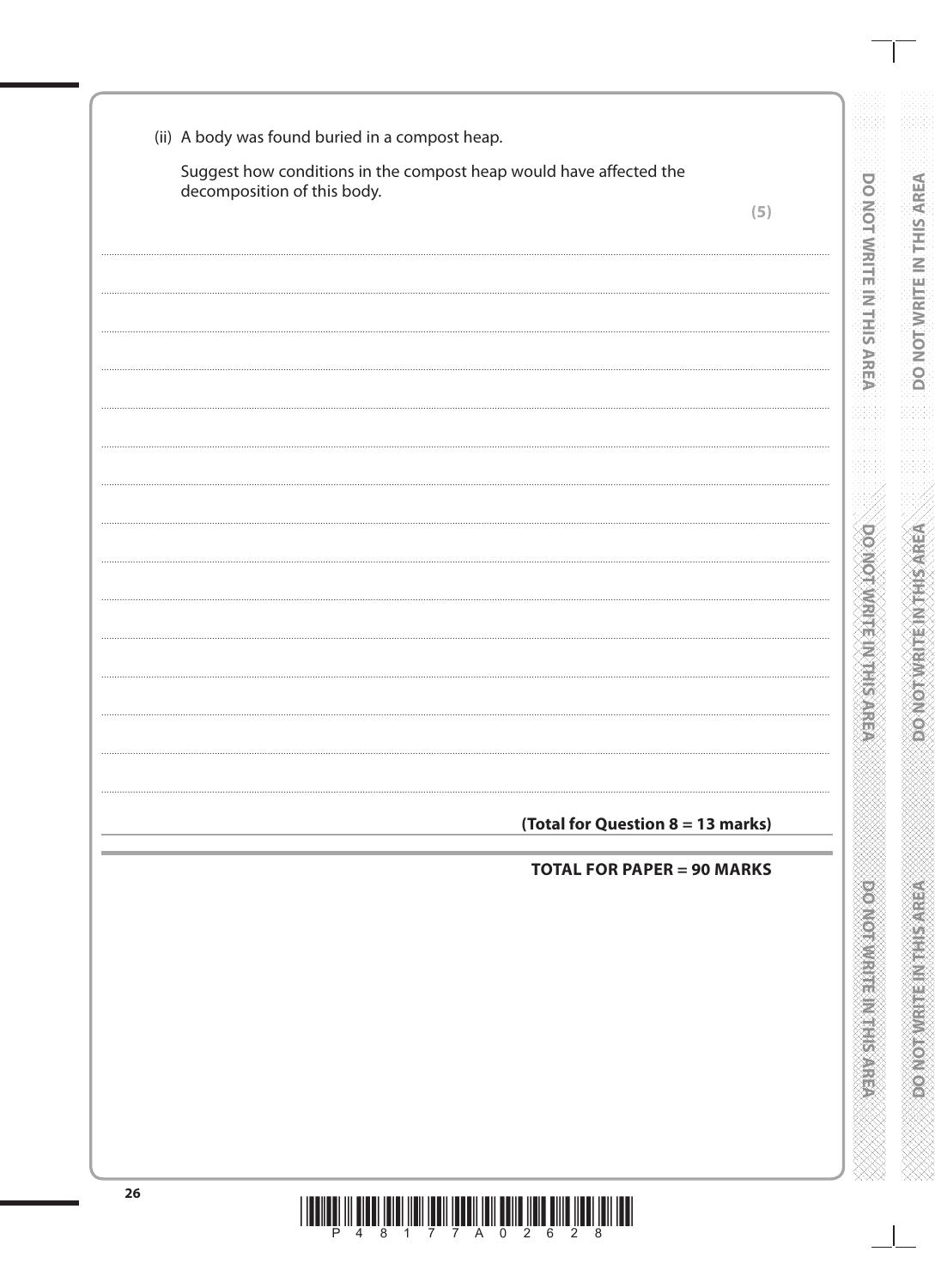(ii) A body was found buried in a compost heap.

Suggest how conditions in the compost heap would have affected the decomposition of this body.

**(5)**

.......................................................................................................................................................

.......................................................................................................................................................

.......................................................................................................................................................

.......................................................................................................................................................

.......................................................................................................................................................

.......................................................................................................................................................

.......................................................................................................................................................

.......................................................................................................................................................

.......................................................................................................................................................

.......................................................................................................................................................

.......................................................................................................................................................

.......................................................................................................................................................

.......................................................................................................................................................

.......................................................................................................................................................

**(Total for Question 8 = 13 marks)**

**TOTAL FOR PAPER = 90 MARKS**